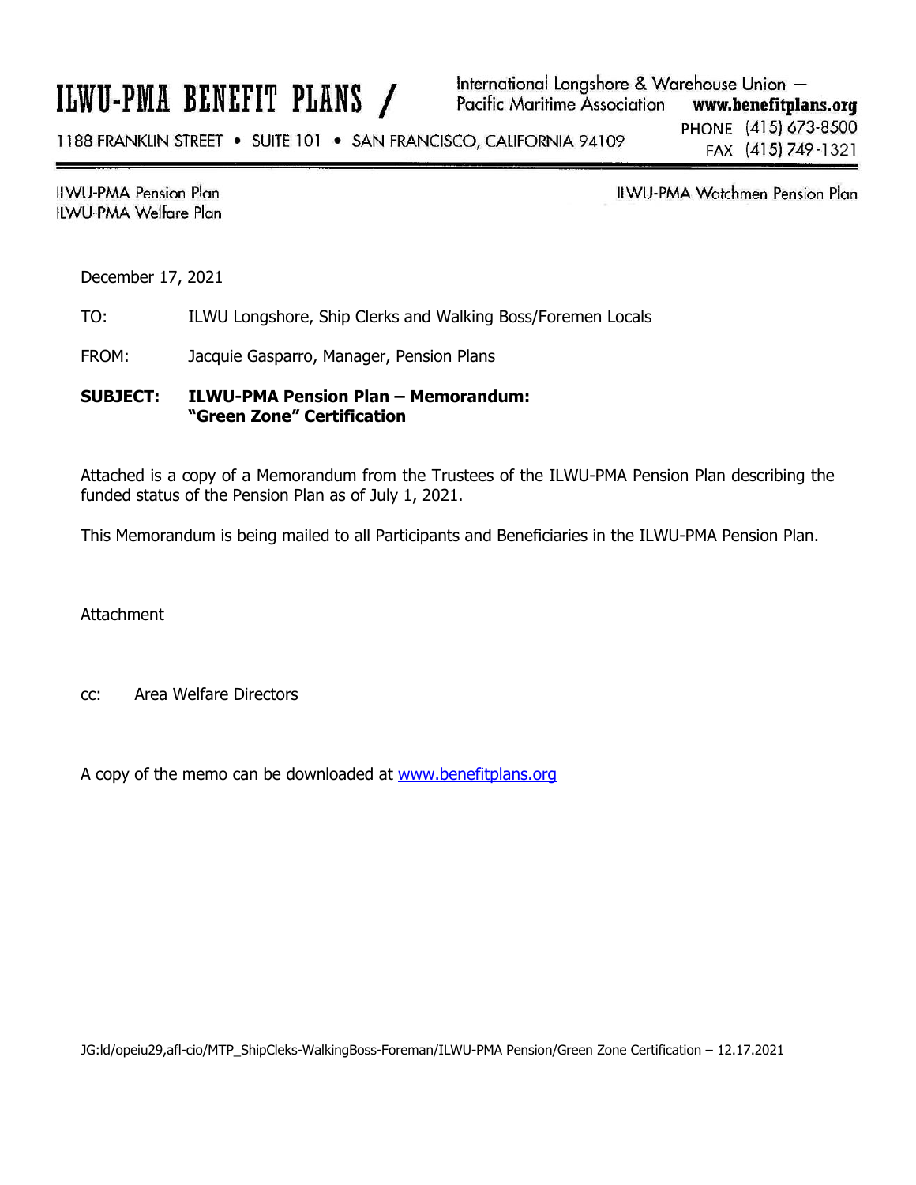# ILWU-PMA BENEFIT PLANS

International Longshore & Warehouse Union — Pacific Maritime Association **www.benefitplans.org**

1188 FRANKLIN STREET • SUITE 101 • SAN FRANCISCO, CALIFORNIA 94109

PHONE (415) 673-8500
FAX (415) 749-1321

ILWU-PMA Pension Plan
ILWU-PMA Welfare Plan

ILWU-PMA Watchmen Pension Plan

December 17, 2021

TO: ILWU Longshore, Ship Clerks and Walking Boss/Foremen Locals

FROM: Jacquie Gasparro, Manager, Pension Plans

**SUBJECT: ILWU-PMA Pension Plan – Memorandum: "Green Zone" Certification**

Attached is a copy of a Memorandum from the Trustees of the ILWU-PMA Pension Plan describing the funded status of the Pension Plan as of July 1, 2021.

This Memorandum is being mailed to all Participants and Beneficiaries in the ILWU-PMA Pension Plan.

Attachment

cc: Area Welfare Directors

A copy of the memo can be downloaded at www.benefitplans.org

JG:ld/opeiu29,afl-cio/MTP_ShipCleks-WalkingBoss-Foreman/ILWU-PMA Pension/Green Zone Certification – 12.17.2021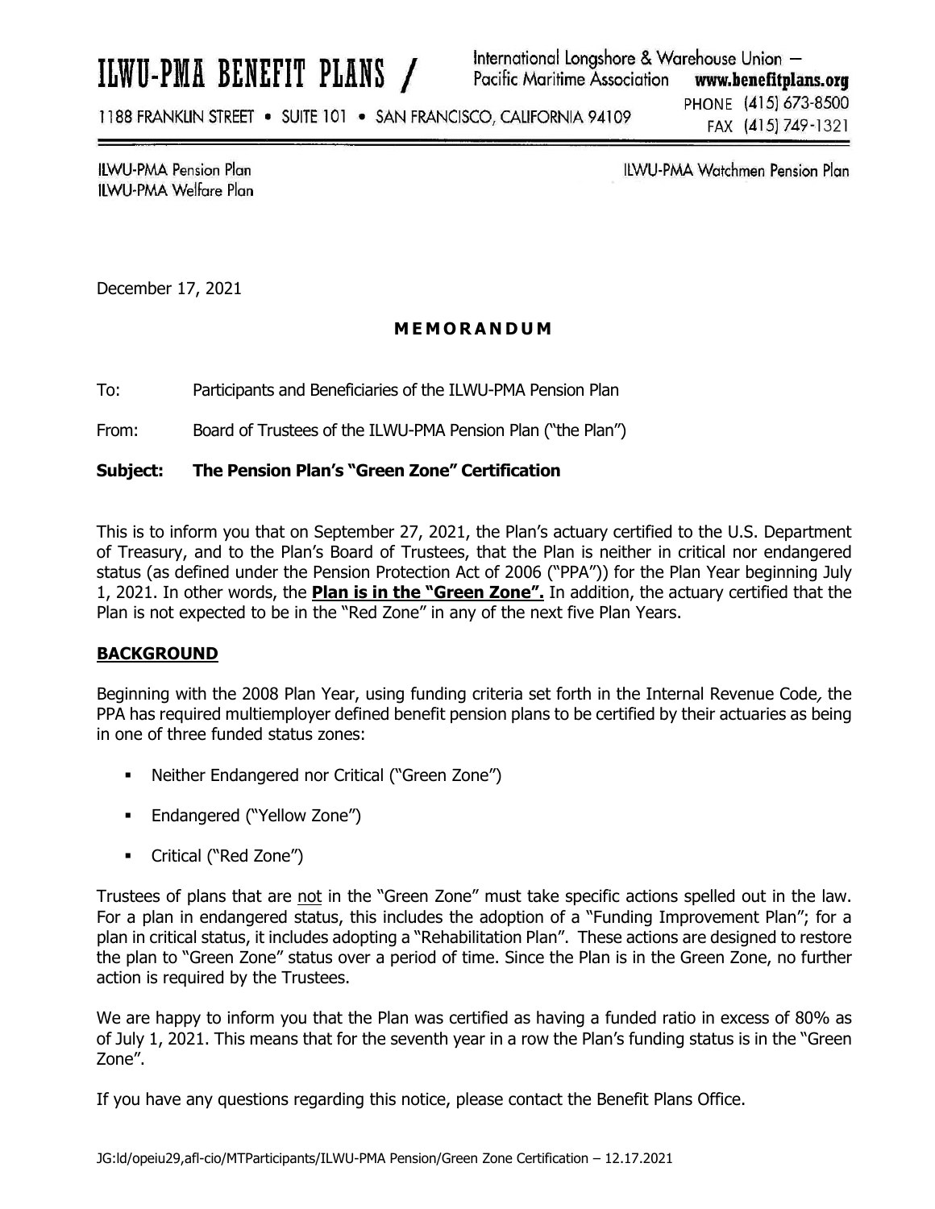# ILWU-PMA BENEFIT PLANS /

International Longshore & Warehouse Union — Pacific Maritime Association **www.benefitplans.org**

1188 FRANKLIN STREET • SUITE 101 • SAN FRANCISCO, CALIFORNIA 94109

PHONE (415) 673-8500
FAX (415) 749-1321

ILWU-PMA Pension Plan
ILWU-PMA Welfare Plan

ILWU-PMA Watchmen Pension Plan

December 17, 2021

## MEMORANDUM

To: Participants and Beneficiaries of the ILWU-PMA Pension Plan

From: Board of Trustees of the ILWU-PMA Pension Plan ("the Plan")

**Subject: The Pension Plan's "Green Zone" Certification**

This is to inform you that on September 27, 2021, the Plan's actuary certified to the U.S. Department of Treasury, and to the Plan's Board of Trustees, that the Plan is neither in critical nor endangered status (as defined under the Pension Protection Act of 2006 ("PPA")) for the Plan Year beginning July 1, 2021. In other words, the **Plan is in the "Green Zone".** In addition, the actuary certified that the Plan is not expected to be in the "Red Zone" in any of the next five Plan Years.

### BACKGROUND

Beginning with the 2008 Plan Year, using funding criteria set forth in the Internal Revenue Code, the PPA has required multiemployer defined benefit pension plans to be certified by their actuaries as being in one of three funded status zones:

- Neither Endangered nor Critical ("Green Zone")
- Endangered ("Yellow Zone")
- Critical ("Red Zone")

Trustees of plans that are not in the "Green Zone" must take specific actions spelled out in the law. For a plan in endangered status, this includes the adoption of a "Funding Improvement Plan"; for a plan in critical status, it includes adopting a "Rehabilitation Plan". These actions are designed to restore the plan to "Green Zone" status over a period of time. Since the Plan is in the Green Zone, no further action is required by the Trustees.

We are happy to inform you that the Plan was certified as having a funded ratio in excess of 80% as of July 1, 2021. This means that for the seventh year in a row the Plan's funding status is in the "Green Zone".

If you have any questions regarding this notice, please contact the Benefit Plans Office.

JG:ld/opeiu29,afl-cio/MTParticipants/ILWU-PMA Pension/Green Zone Certification – 12.17.2021